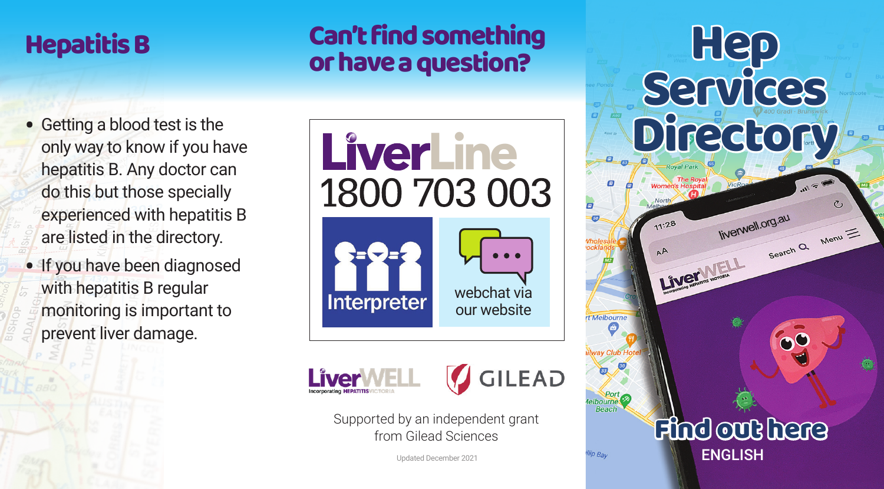# Hepatitis B

- Getting a blood test is the only way to know if you have hepatitis B. Any doctor can do this but those specially experienced with hepatitis B are listed in the directory.
- If you have been diagnosed with hepatitis B regular monitoring is important to prevent liver damage.

## Can't find something or have a question?

**LiverLine**
**1800 703 003**

Interpreter

webchat via our website

LiverWELL Incorporating HEPATITIS VICTORIA

GILEAD

Supported by an independent grant from Gilead Sciences

Updated December 2021

# Hep Services Directory

liverwell.org.au

**Find out here**

ENGLISH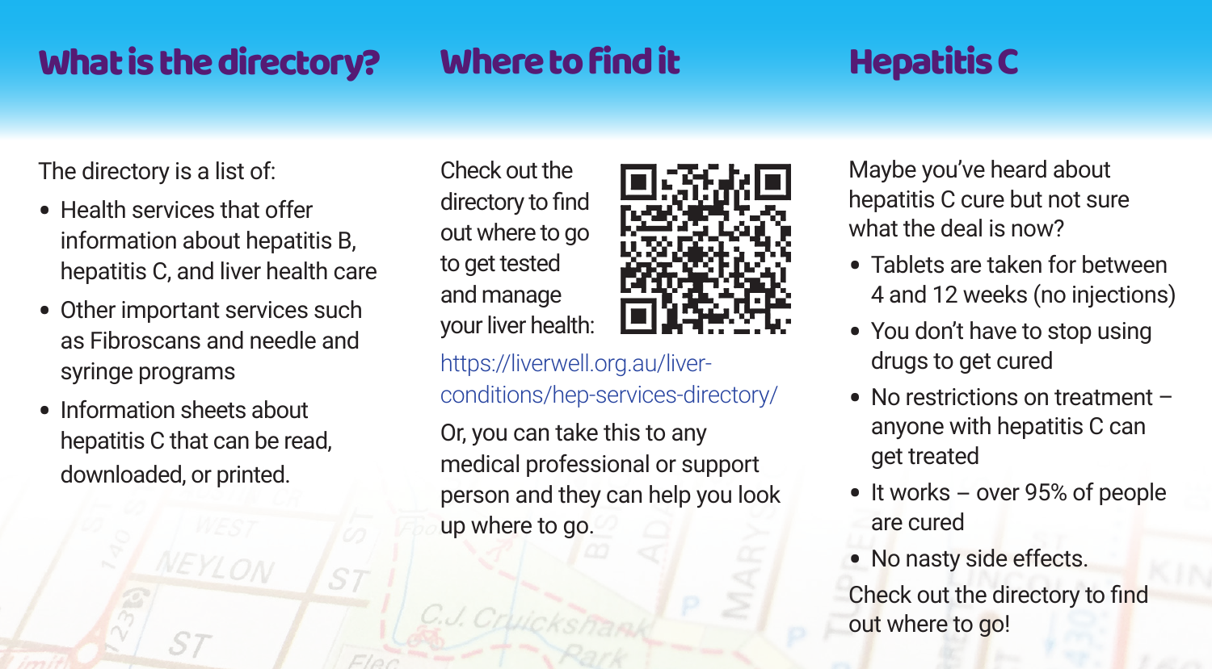## What is the directory?

The directory is a list of:

- Health services that offer information about hepatitis B, hepatitis C, and liver health care
- Other important services such as Fibroscans and needle and syringe programs
- Information sheets about hepatitis C that can be read, downloaded, or printed.

## Where to find it

Check out the directory to find out where to go to get tested and manage your liver health:

https://liverwell.org.au/liver-conditions/hep-services-directory/

Or, you can take this to any medical professional or support person and they can help you look up where to go.

## Hepatitis C

Maybe you've heard about hepatitis C cure but not sure what the deal is now?

- Tablets are taken for between 4 and 12 weeks (no injections)
- You don't have to stop using drugs to get cured
- No restrictions on treatment – anyone with hepatitis C can get treated
- It works – over 95% of people are cured
- No nasty side effects.

Check out the directory to find out where to go!